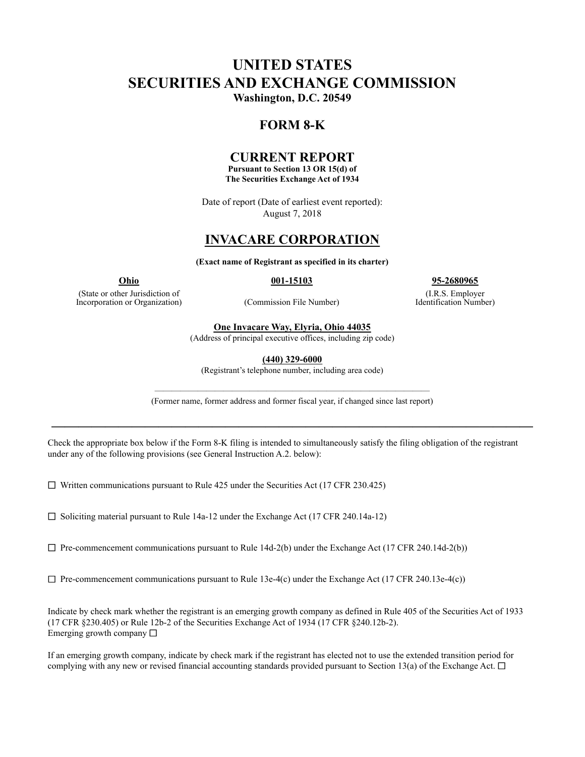# UNITED STATES
# SECURITIES AND EXCHANGE COMMISSION

**Washington, D.C. 20549**

## FORM 8-K

## CURRENT REPORT

**Pursuant to Section 13 OR 15(d) of**
**The Securities Exchange Act of 1934**

Date of report (Date of earliest event reported):
August 7, 2018

## INVACARE CORPORATION

**(Exact name of Registrant as specified in its charter)**

| **Ohio** | **001-15103** | **95-2680965** |
|---|---|---|
| (State or other Jurisdiction of Incorporation or Organization) | (Commission File Number) | (I.R.S. Employer Identification Number) |

**One Invacare Way, Elyria, Ohio 44035**
(Address of principal executive offices, including zip code)

**(440) 329-6000**
(Registrant's telephone number, including area code)

(Former name, former address and former fiscal year, if changed since last report)

---

Check the appropriate box below if the Form 8-K filing is intended to simultaneously satisfy the filing obligation of the registrant under any of the following provisions (see General Instruction A.2. below):

☐ Written communications pursuant to Rule 425 under the Securities Act (17 CFR 230.425)

☐ Soliciting material pursuant to Rule 14a-12 under the Exchange Act (17 CFR 240.14a-12)

☐ Pre-commencement communications pursuant to Rule 14d-2(b) under the Exchange Act (17 CFR 240.14d-2(b))

☐ Pre-commencement communications pursuant to Rule 13e-4(c) under the Exchange Act (17 CFR 240.13e-4(c))

Indicate by check mark whether the registrant is an emerging growth company as defined in Rule 405 of the Securities Act of 1933 (17 CFR §230.405) or Rule 12b-2 of the Securities Exchange Act of 1934 (17 CFR §240.12b-2).
Emerging growth company ☐

If an emerging growth company, indicate by check mark if the registrant has elected not to use the extended transition period for complying with any new or revised financial accounting standards provided pursuant to Section 13(a) of the Exchange Act. ☐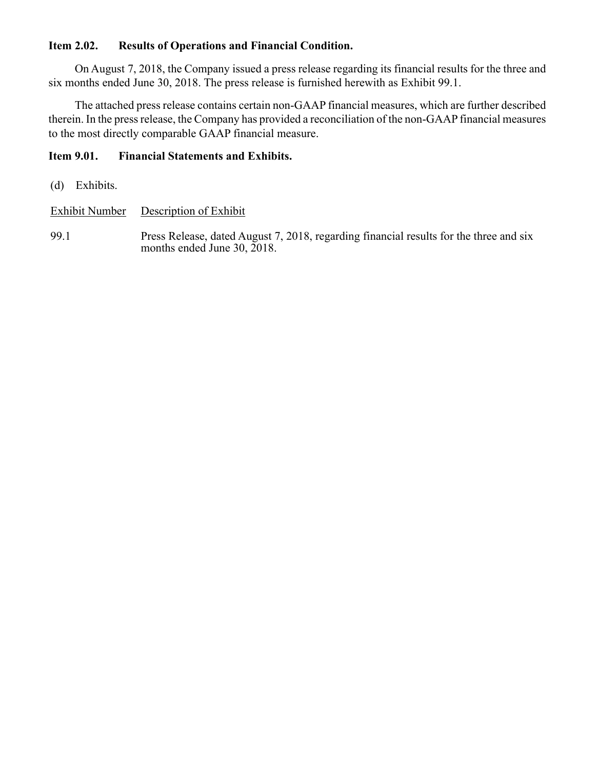**Item 2.02. Results of Operations and Financial Condition.**

On August 7, 2018, the Company issued a press release regarding its financial results for the three and six months ended June 30, 2018. The press release is furnished herewith as Exhibit 99.1.

The attached press release contains certain non-GAAP financial measures, which are further described therein. In the press release, the Company has provided a reconciliation of the non-GAAP financial measures to the most directly comparable GAAP financial measure.

**Item 9.01. Financial Statements and Exhibits.**

(d) Exhibits.

| Exhibit Number | Description of Exhibit |
| --- | --- |
| 99.1 | Press Release, dated August 7, 2018, regarding financial results for the three and six months ended June 30, 2018. |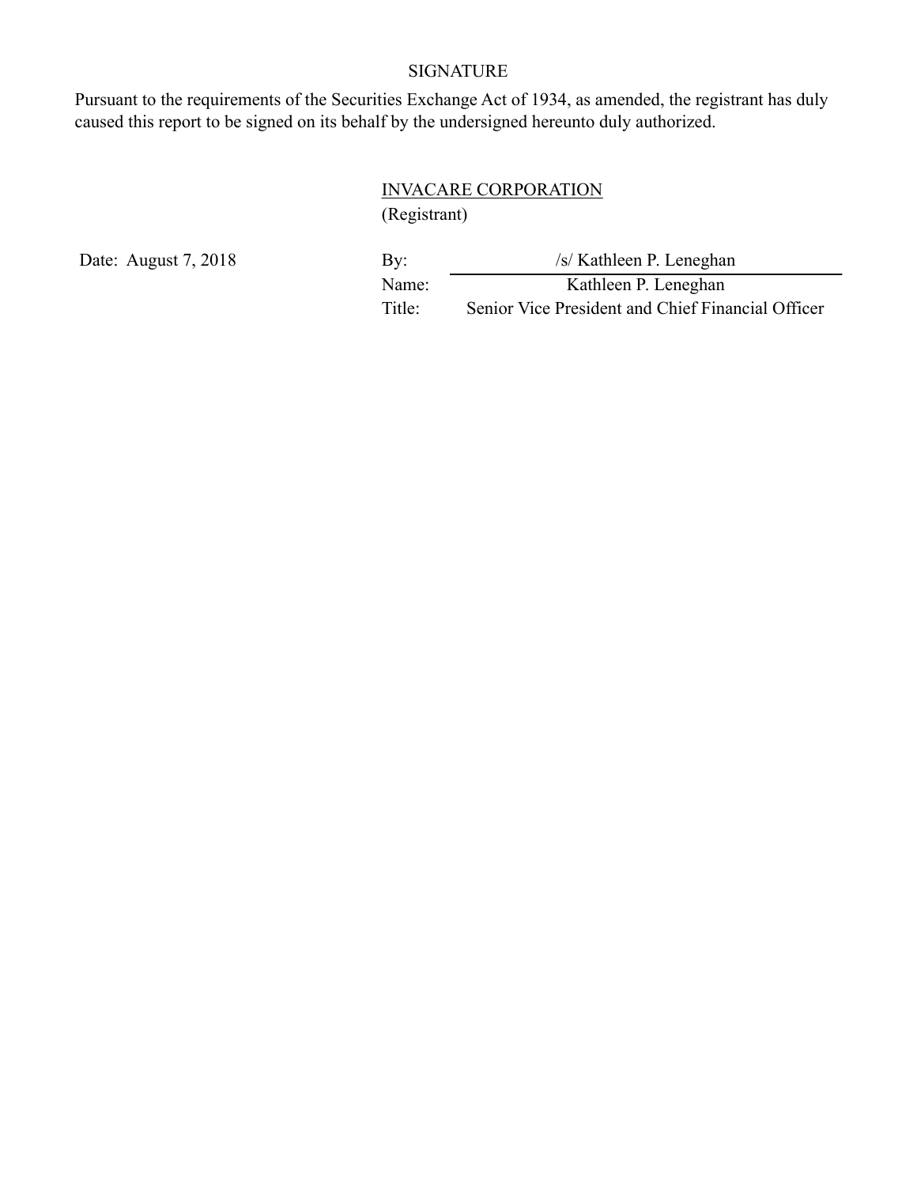## SIGNATURE

Pursuant to the requirements of the Securities Exchange Act of 1934, as amended, the registrant has duly caused this report to be signed on its behalf by the undersigned hereunto duly authorized.

INVACARE CORPORATION
(Registrant)

| Date: August 7, 2018 | By: | /s/ Kathleen P. Leneghan |
|---|---|---|
| | Name: | Kathleen P. Leneghan |
| | Title: | Senior Vice President and Chief Financial Officer |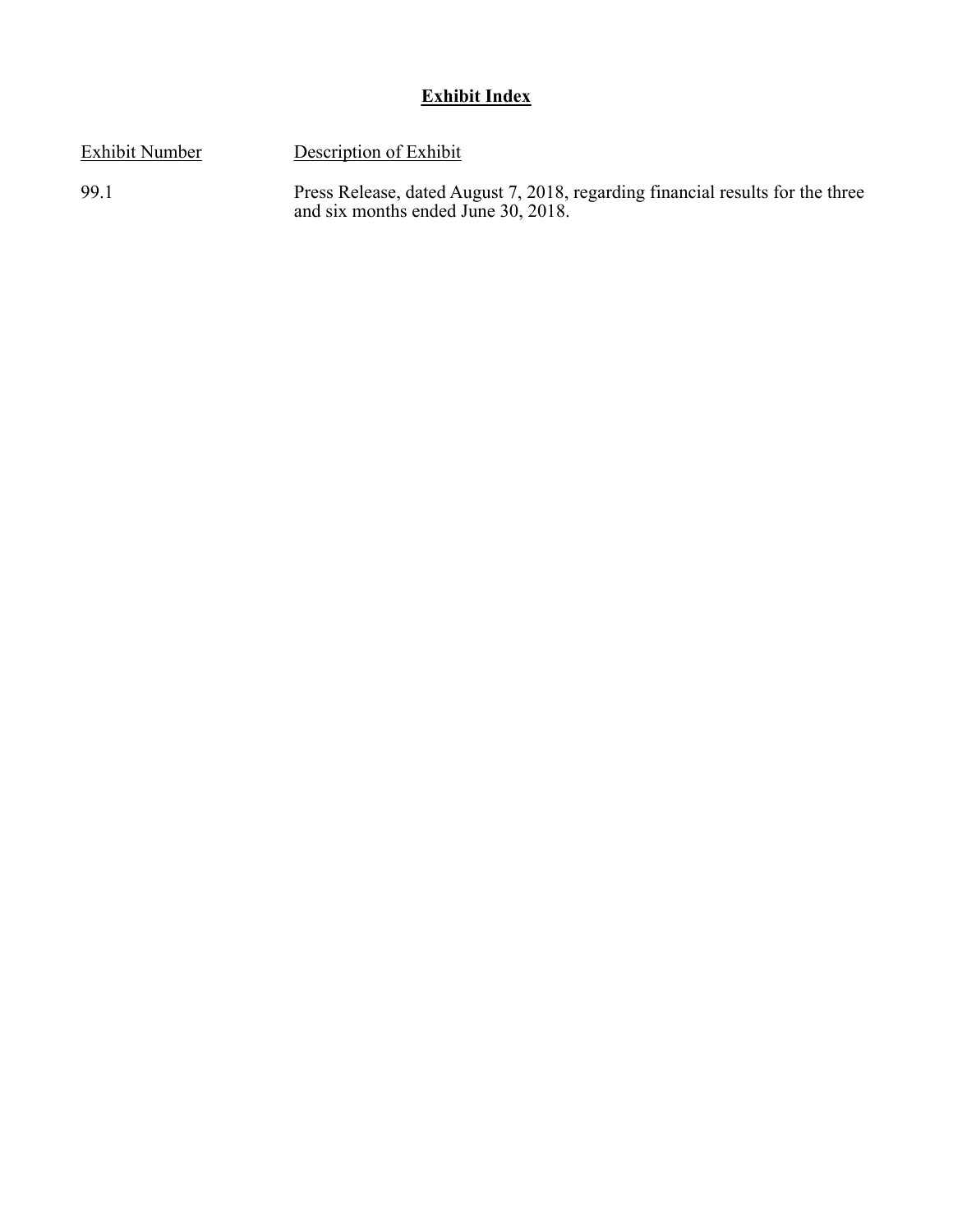# **Exhibit Index**

| Exhibit Number | Description of Exhibit |
| --- | --- |
| 99.1 | Press Release, dated August 7, 2018, regarding financial results for the three and six months ended June 30, 2018. |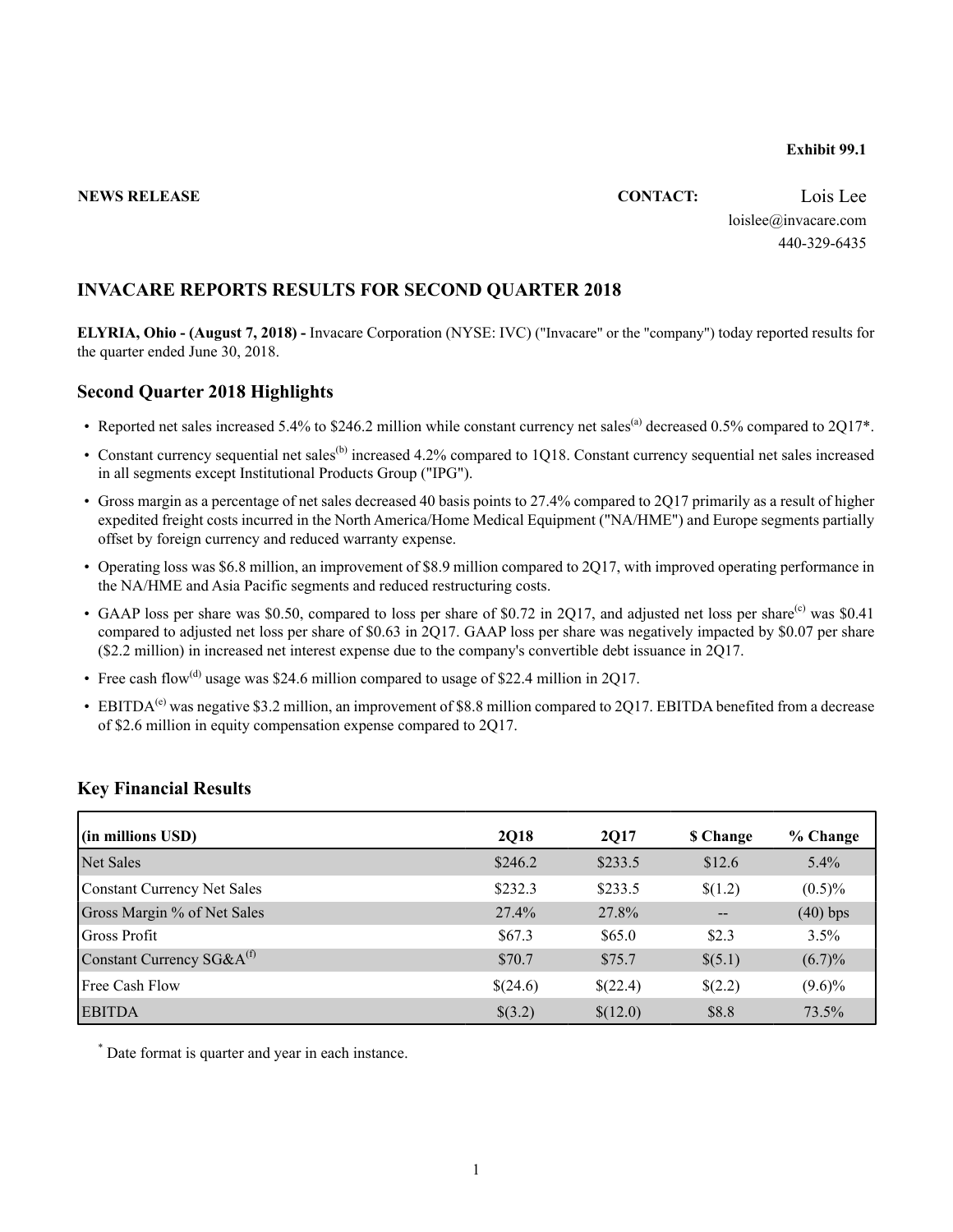**Exhibit 99.1**

**NEWS RELEASE** **CONTACT:** Lois Lee
loislee@invacare.com
440-329-6435

## INVACARE REPORTS RESULTS FOR SECOND QUARTER 2018

**ELYRIA, Ohio - (August 7, 2018) -** Invacare Corporation (NYSE: IVC) ("Invacare" or the "company") today reported results for the quarter ended June 30, 2018.

### Second Quarter 2018 Highlights

- Reported net sales increased 5.4% to $246.2 million while constant currency net sales[(a)] decreased 0.5% compared to 2Q17*.
- Constant currency sequential net sales[(b)] increased 4.2% compared to 1Q18. Constant currency sequential net sales increased in all segments except Institutional Products Group ("IPG").
- Gross margin as a percentage of net sales decreased 40 basis points to 27.4% compared to 2Q17 primarily as a result of higher expedited freight costs incurred in the North America/Home Medical Equipment ("NA/HME") and Europe segments partially offset by foreign currency and reduced warranty expense.
- Operating loss was $6.8 million, an improvement of $8.9 million compared to 2Q17, with improved operating performance in the NA/HME and Asia Pacific segments and reduced restructuring costs.
- GAAP loss per share was $0.50, compared to loss per share of $0.72 in 2Q17, and adjusted net loss per share[(c)] was $0.41 compared to adjusted net loss per share of $0.63 in 2Q17. GAAP loss per share was negatively impacted by $0.07 per share ($2.2 million) in increased net interest expense due to the company's convertible debt issuance in 2Q17.
- Free cash flow[(d)] usage was $24.6 million compared to usage of $22.4 million in 2Q17.
- EBITDA[(e)] was negative $3.2 million, an improvement of $8.8 million compared to 2Q17. EBITDA benefited from a decrease of $2.6 million in equity compensation expense compared to 2Q17.

### Key Financial Results

| (in millions USD) | 2Q18 | 2Q17 | $ Change | % Change |
|---|---|---|---|---|
| Net Sales | $246.2 | $233.5 | $12.6 | 5.4% |
| Constant Currency Net Sales | $232.3 | $233.5 | $(1.2) | (0.5)% |
| Gross Margin % of Net Sales | 27.4% | 27.8% | -- | (40) bps |
| Gross Profit | $67.3 | $65.0 | $2.3 | 3.5% |
| Constant Currency SG&A[(f)] | $70.7 | $75.7 | $(5.1) | (6.7)% |
| Free Cash Flow | $(24.6) | $(22.4) | $(2.2) | (9.6)% |
| EBITDA | $(3.2) | $(12.0) | $8.8 | 73.5% |

* Date format is quarter and year in each instance.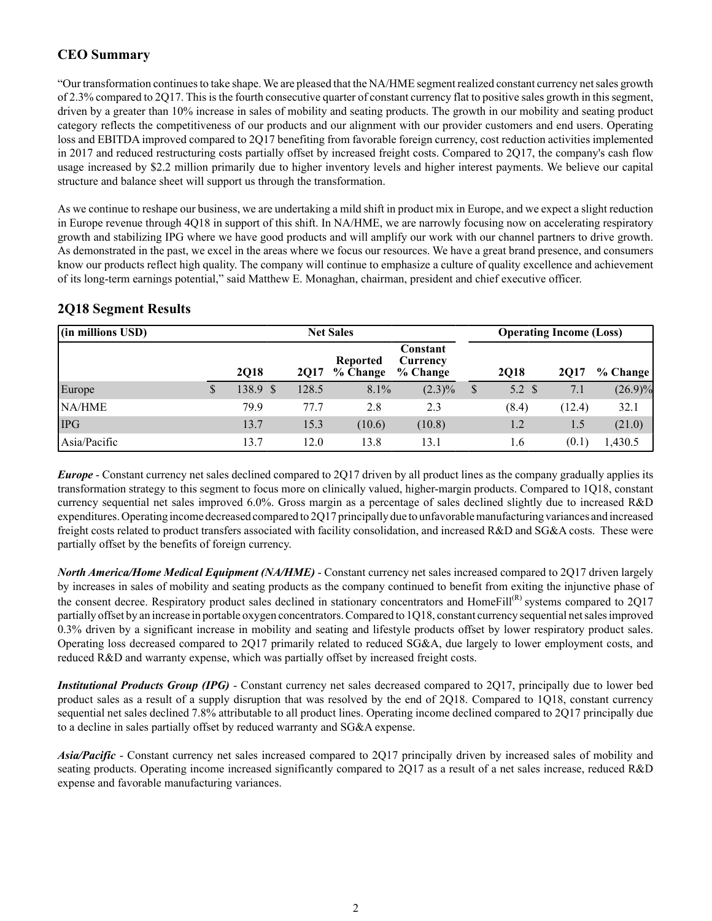## CEO Summary

"Our transformation continues to take shape. We are pleased that the NA/HME segment realized constant currency net sales growth of 2.3% compared to 2Q17. This is the fourth consecutive quarter of constant currency flat to positive sales growth in this segment, driven by a greater than 10% increase in sales of mobility and seating products. The growth in our mobility and seating product category reflects the competitiveness of our products and our alignment with our provider customers and end users. Operating loss and EBITDA improved compared to 2Q17 benefiting from favorable foreign currency, cost reduction activities implemented in 2017 and reduced restructuring costs partially offset by increased freight costs. Compared to 2Q17, the company's cash flow usage increased by $2.2 million primarily due to higher inventory levels and higher interest payments. We believe our capital structure and balance sheet will support us through the transformation.

As we continue to reshape our business, we are undertaking a mild shift in product mix in Europe, and we expect a slight reduction in Europe revenue through 4Q18 in support of this shift. In NA/HME, we are narrowly focusing now on accelerating respiratory growth and stabilizing IPG where we have good products and will amplify our work with our channel partners to drive growth. As demonstrated in the past, we excel in the areas where we focus our resources. We have a great brand presence, and consumers know our products reflect high quality. The company will continue to emphasize a culture of quality excellence and achievement of its long-term earnings potential," said Matthew E. Monaghan, chairman, president and chief executive officer.

## 2Q18 Segment Results

| (in millions USD) | Net Sales | | | | Operating Income (Loss) | | |
|---|---|---|---|---|---|---|---|
| | 2Q18 | 2Q17 | Reported % Change | Constant Currency % Change | 2Q18 | 2Q17 | % Change |
| Europe | $ 138.9 | $ 128.5 | 8.1% | (2.3)% | $ 5.2 | $ 7.1 | (26.9)% |
| NA/HME | 79.9 | 77.7 | 2.8 | 2.3 | (8.4) | (12.4) | 32.1 |
| IPG | 13.7 | 15.3 | (10.6) | (10.8) | 1.2 | 1.5 | (21.0) |
| Asia/Pacific | 13.7 | 12.0 | 13.8 | 13.1 | 1.6 | (0.1) | 1,430.5 |

***Europe*** - Constant currency net sales declined compared to 2Q17 driven by all product lines as the company gradually applies its transformation strategy to this segment to focus more on clinically valued, higher-margin products. Compared to 1Q18, constant currency sequential net sales improved 6.0%. Gross margin as a percentage of sales declined slightly due to increased R&D expenditures. Operating income decreased compared to 2Q17 principally due to unfavorable manufacturing variances and increased freight costs related to product transfers associated with facility consolidation, and increased R&D and SG&A costs. These were partially offset by the benefits of foreign currency.

***North America/Home Medical Equipment (NA/HME)*** - Constant currency net sales increased compared to 2Q17 driven largely by increases in sales of mobility and seating products as the company continued to benefit from exiting the injunctive phase of the consent decree. Respiratory product sales declined in stationary concentrators and HomeFill(R) systems compared to 2Q17 partially offset by an increase in portable oxygen concentrators. Compared to 1Q18, constant currency sequential net sales improved 0.3% driven by a significant increase in mobility and seating and lifestyle products offset by lower respiratory product sales. Operating loss decreased compared to 2Q17 primarily related to reduced SG&A, due largely to lower employment costs, and reduced R&D and warranty expense, which was partially offset by increased freight costs.

***Institutional Products Group (IPG)*** - Constant currency net sales decreased compared to 2Q17, principally due to lower bed product sales as a result of a supply disruption that was resolved by the end of 2Q18. Compared to 1Q18, constant currency sequential net sales declined 7.8% attributable to all product lines. Operating income declined compared to 2Q17 principally due to a decline in sales partially offset by reduced warranty and SG&A expense.

***Asia/Pacific*** - Constant currency net sales increased compared to 2Q17 principally driven by increased sales of mobility and seating products. Operating income increased significantly compared to 2Q17 as a result of a net sales increase, reduced R&D expense and favorable manufacturing variances.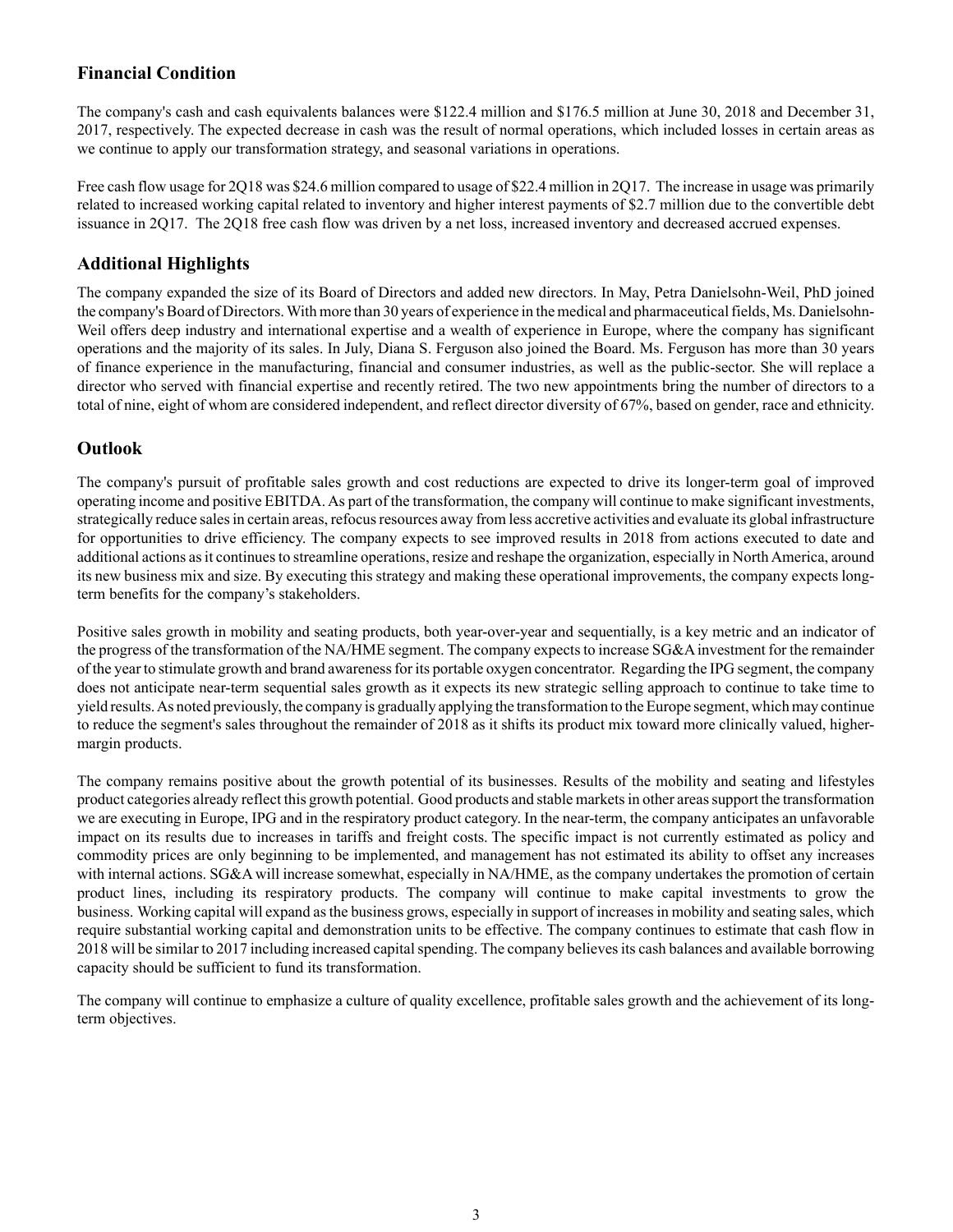## Financial Condition

The company's cash and cash equivalents balances were $122.4 million and $176.5 million at June 30, 2018 and December 31, 2017, respectively. The expected decrease in cash was the result of normal operations, which included losses in certain areas as we continue to apply our transformation strategy, and seasonal variations in operations.

Free cash flow usage for 2Q18 was $24.6 million compared to usage of $22.4 million in 2Q17. The increase in usage was primarily related to increased working capital related to inventory and higher interest payments of $2.7 million due to the convertible debt issuance in 2Q17. The 2Q18 free cash flow was driven by a net loss, increased inventory and decreased accrued expenses.

## Additional Highlights

The company expanded the size of its Board of Directors and added new directors. In May, Petra Danielsohn-Weil, PhD joined the company's Board of Directors. With more than 30 years of experience in the medical and pharmaceutical fields, Ms. Danielsohn-Weil offers deep industry and international expertise and a wealth of experience in Europe, where the company has significant operations and the majority of its sales. In July, Diana S. Ferguson also joined the Board. Ms. Ferguson has more than 30 years of finance experience in the manufacturing, financial and consumer industries, as well as the public-sector. She will replace a director who served with financial expertise and recently retired. The two new appointments bring the number of directors to a total of nine, eight of whom are considered independent, and reflect director diversity of 67%, based on gender, race and ethnicity.

## Outlook

The company's pursuit of profitable sales growth and cost reductions are expected to drive its longer-term goal of improved operating income and positive EBITDA. As part of the transformation, the company will continue to make significant investments, strategically reduce sales in certain areas, refocus resources away from less accretive activities and evaluate its global infrastructure for opportunities to drive efficiency. The company expects to see improved results in 2018 from actions executed to date and additional actions as it continues to streamline operations, resize and reshape the organization, especially in North America, around its new business mix and size. By executing this strategy and making these operational improvements, the company expects long-term benefits for the company's stakeholders.

Positive sales growth in mobility and seating products, both year-over-year and sequentially, is a key metric and an indicator of the progress of the transformation of the NA/HME segment. The company expects to increase SG&A investment for the remainder of the year to stimulate growth and brand awareness for its portable oxygen concentrator. Regarding the IPG segment, the company does not anticipate near-term sequential sales growth as it expects its new strategic selling approach to continue to take time to yield results. As noted previously, the company is gradually applying the transformation to the Europe segment, which may continue to reduce the segment's sales throughout the remainder of 2018 as it shifts its product mix toward more clinically valued, higher-margin products.

The company remains positive about the growth potential of its businesses. Results of the mobility and seating and lifestyles product categories already reflect this growth potential. Good products and stable markets in other areas support the transformation we are executing in Europe, IPG and in the respiratory product category. In the near-term, the company anticipates an unfavorable impact on its results due to increases in tariffs and freight costs. The specific impact is not currently estimated as policy and commodity prices are only beginning to be implemented, and management has not estimated its ability to offset any increases with internal actions. SG&A will increase somewhat, especially in NA/HME, as the company undertakes the promotion of certain product lines, including its respiratory products. The company will continue to make capital investments to grow the business. Working capital will expand as the business grows, especially in support of increases in mobility and seating sales, which require substantial working capital and demonstration units to be effective. The company continues to estimate that cash flow in 2018 will be similar to 2017 including increased capital spending. The company believes its cash balances and available borrowing capacity should be sufficient to fund its transformation.

The company will continue to emphasize a culture of quality excellence, profitable sales growth and the achievement of its long-term objectives.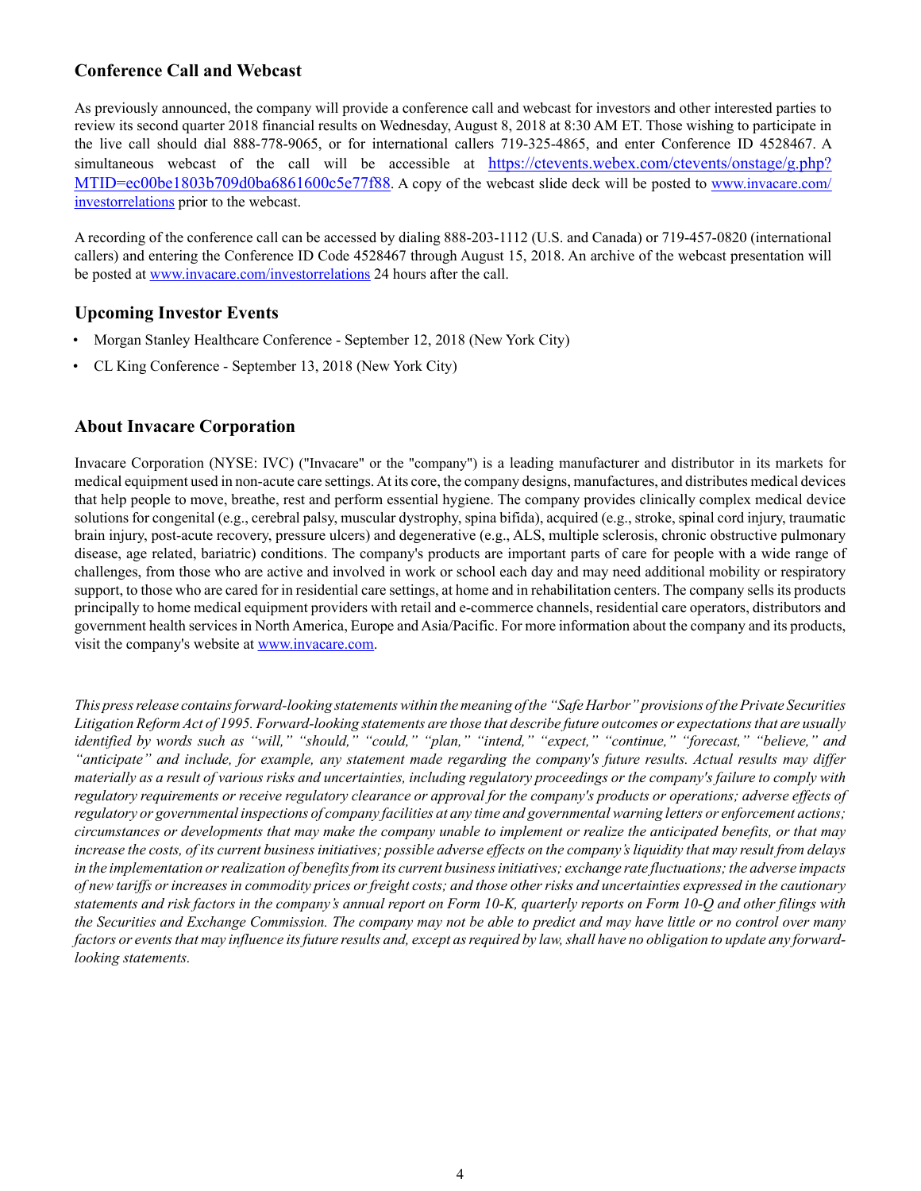## Conference Call and Webcast

As previously announced, the company will provide a conference call and webcast for investors and other interested parties to review its second quarter 2018 financial results on Wednesday, August 8, 2018 at 8:30 AM ET. Those wishing to participate in the live call should dial 888-778-9065, or for international callers 719-325-4865, and enter Conference ID 4528467. A simultaneous webcast of the call will be accessible at https://ctevents.webex.com/ctevents/onstage/g.php?MTID=ec00be1803b709d0ba6861600c5e77f88. A copy of the webcast slide deck will be posted to www.invacare.com/investorrelations prior to the webcast.

A recording of the conference call can be accessed by dialing 888-203-1112 (U.S. and Canada) or 719-457-0820 (international callers) and entering the Conference ID Code 4528467 through August 15, 2018. An archive of the webcast presentation will be posted at www.invacare.com/investorrelations 24 hours after the call.

## Upcoming Investor Events

- Morgan Stanley Healthcare Conference - September 12, 2018 (New York City)
- CL King Conference - September 13, 2018 (New York City)

## About Invacare Corporation

Invacare Corporation (NYSE: IVC) ("Invacare" or the "company") is a leading manufacturer and distributor in its markets for medical equipment used in non-acute care settings. At its core, the company designs, manufactures, and distributes medical devices that help people to move, breathe, rest and perform essential hygiene. The company provides clinically complex medical device solutions for congenital (e.g., cerebral palsy, muscular dystrophy, spina bifida), acquired (e.g., stroke, spinal cord injury, traumatic brain injury, post-acute recovery, pressure ulcers) and degenerative (e.g., ALS, multiple sclerosis, chronic obstructive pulmonary disease, age related, bariatric) conditions. The company's products are important parts of care for people with a wide range of challenges, from those who are active and involved in work or school each day and may need additional mobility or respiratory support, to those who are cared for in residential care settings, at home and in rehabilitation centers. The company sells its products principally to home medical equipment providers with retail and e-commerce channels, residential care operators, distributors and government health services in North America, Europe and Asia/Pacific. For more information about the company and its products, visit the company's website at www.invacare.com.

*This press release contains forward-looking statements within the meaning of the "Safe Harbor" provisions of the Private Securities Litigation Reform Act of 1995. Forward-looking statements are those that describe future outcomes or expectations that are usually identified by words such as "will," "should," "could," "plan," "intend," "expect," "continue," "forecast," "believe," and "anticipate" and include, for example, any statement made regarding the company's future results. Actual results may differ materially as a result of various risks and uncertainties, including regulatory proceedings or the company's failure to comply with regulatory requirements or receive regulatory clearance or approval for the company's products or operations; adverse effects of regulatory or governmental inspections of company facilities at any time and governmental warning letters or enforcement actions; circumstances or developments that may make the company unable to implement or realize the anticipated benefits, or that may increase the costs, of its current business initiatives; possible adverse effects on the company's liquidity that may result from delays in the implementation or realization of benefits from its current business initiatives; exchange rate fluctuations; the adverse impacts of new tariffs or increases in commodity prices or freight costs; and those other risks and uncertainties expressed in the cautionary statements and risk factors in the company's annual report on Form 10-K, quarterly reports on Form 10-Q and other filings with the Securities and Exchange Commission. The company may not be able to predict and may have little or no control over many factors or events that may influence its future results and, except as required by law, shall have no obligation to update any forward-looking statements.*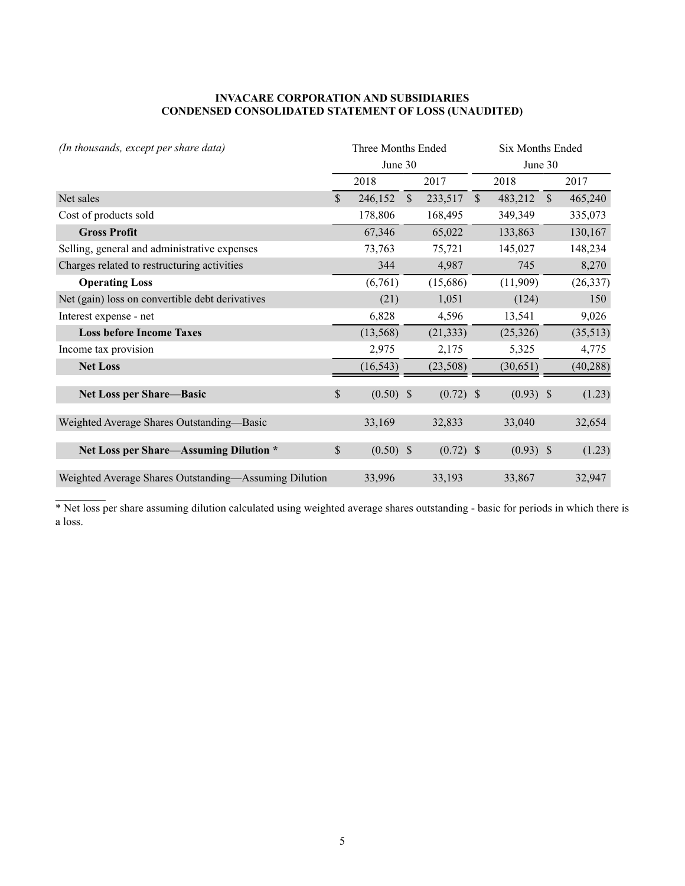**INVACARE CORPORATION AND SUBSIDIARIES**
**CONDENSED CONSOLIDATED STATEMENT OF LOSS (UNAUDITED)**

| *(In thousands, except per share data)* | Three Months Ended June 30 | | Six Months Ended June 30 | |
|---|---|---|---|---|
| | 2018 | 2017 | 2018 | 2017 |
| Net sales | $ 246,152 | $ 233,517 | $ 483,212 | $ 465,240 |
| Cost of products sold | 178,806 | 168,495 | 349,349 | 335,073 |
| **Gross Profit** | 67,346 | 65,022 | 133,863 | 130,167 |
| Selling, general and administrative expenses | 73,763 | 75,721 | 145,027 | 148,234 |
| Charges related to restructuring activities | 344 | 4,987 | 745 | 8,270 |
| **Operating Loss** | (6,761) | (15,686) | (11,909) | (26,337) |
| Net (gain) loss on convertible debt derivatives | (21) | 1,051 | (124) | 150 |
| Interest expense - net | 6,828 | 4,596 | 13,541 | 9,026 |
| **Loss before Income Taxes** | (13,568) | (21,333) | (25,326) | (35,513) |
| Income tax provision | 2,975 | 2,175 | 5,325 | 4,775 |
| **Net Loss** | (16,543) | (23,508) | (30,651) | (40,288) |
| **Net Loss per Share—Basic** | $ (0.50) | $ (0.72) | $ (0.93) | $ (1.23) |
| Weighted Average Shares Outstanding—Basic | 33,169 | 32,833 | 33,040 | 32,654 |
| **Net Loss per Share—Assuming Dilution *** | $ (0.50) | $ (0.72) | $ (0.93) | $ (1.23) |
| Weighted Average Shares Outstanding—Assuming Dilution | 33,996 | 33,193 | 33,867 | 32,947 |

* Net loss per share assuming dilution calculated using weighted average shares outstanding - basic for periods in which there is a loss.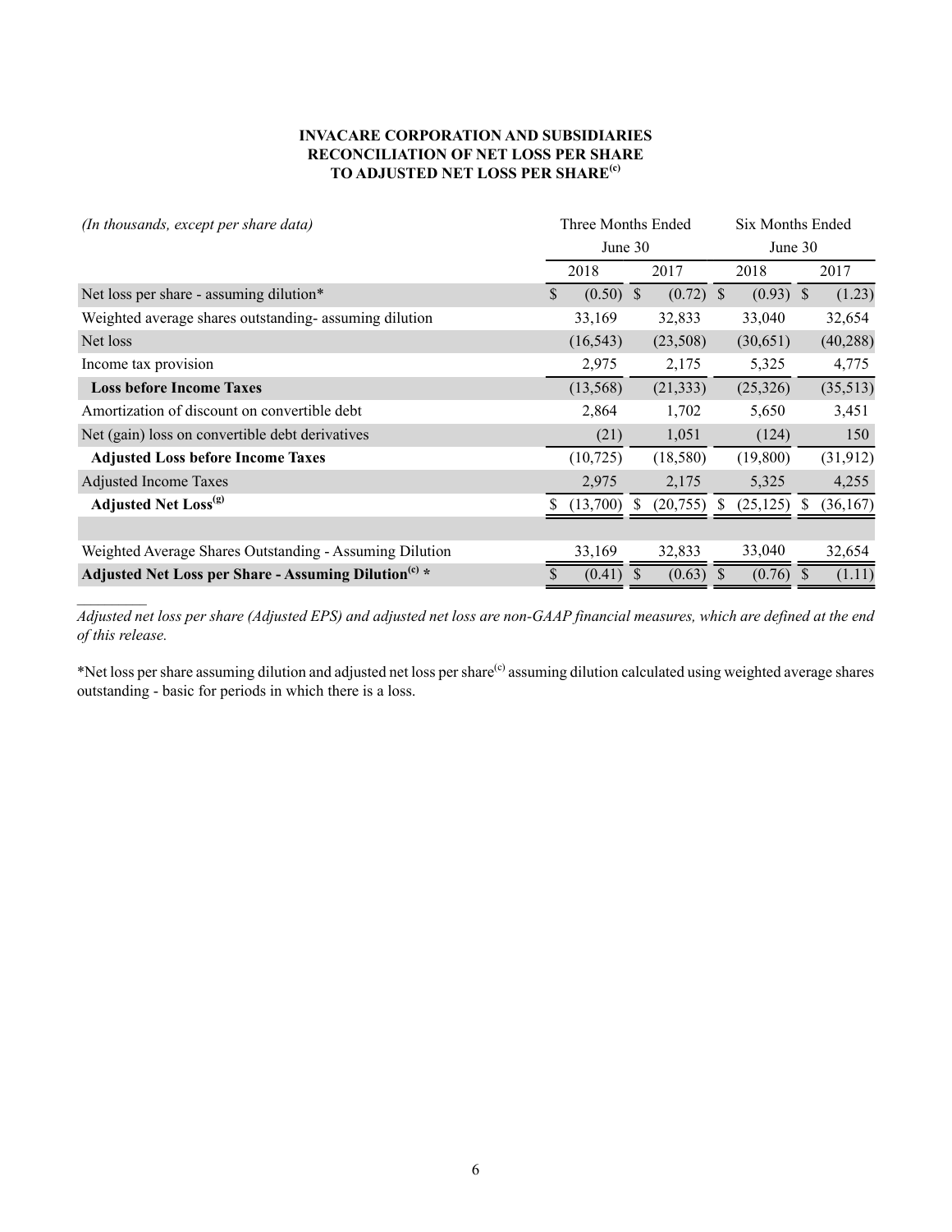**INVACARE CORPORATION AND SUBSIDIARIES**
**RECONCILIATION OF NET LOSS PER SHARE**
**TO ADJUSTED NET LOSS PER SHARE[(c)]**

| *(In thousands, except per share data)* | Three Months Ended June 30 | | Six Months Ended June 30 | |
|---|---|---|---|---|
| | 2018 | 2017 | 2018 | 2017 |
| Net loss per share - assuming dilution* | $ (0.50) | $ (0.72) | $ (0.93) | $ (1.23) |
| Weighted average shares outstanding- assuming dilution | 33,169 | 32,833 | 33,040 | 32,654 |
| Net loss | (16,543) | (23,508) | (30,651) | (40,288) |
| Income tax provision | 2,975 | 2,175 | 5,325 | 4,775 |
| **Loss before Income Taxes** | (13,568) | (21,333) | (25,326) | (35,513) |
| Amortization of discount on convertible debt | 2,864 | 1,702 | 5,650 | 3,451 |
| Net (gain) loss on convertible debt derivatives | (21) | 1,051 | (124) | 150 |
| **Adjusted Loss before Income Taxes** | (10,725) | (18,580) | (19,800) | (31,912) |
| Adjusted Income Taxes | 2,975 | 2,175 | 5,325 | 4,255 |
| **Adjusted Net Loss[(g)]** | $ (13,700) | $ (20,755) | $ (25,125) | $ (36,167) |
| | | | | |
| Weighted Average Shares Outstanding - Assuming Dilution | 33,169 | 32,833 | 33,040 | 32,654 |
| **Adjusted Net Loss per Share - Assuming Dilution[(c)] *** | $ (0.41) | $ (0.63) | $ (0.76) | $ (1.11) |

*Adjusted net loss per share (Adjusted EPS) and adjusted net loss are non-GAAP financial measures, which are defined at the end of this release.*

*Net loss per share assuming dilution and adjusted net loss per share[(c)] assuming dilution calculated using weighted average shares outstanding - basic for periods in which there is a loss.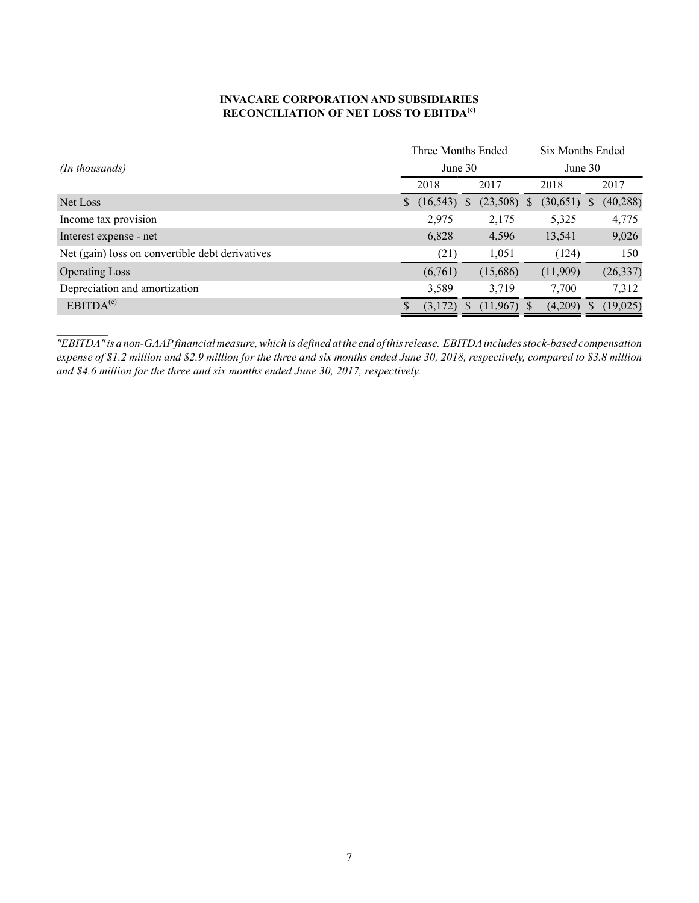**INVACARE CORPORATION AND SUBSIDIARIES**
**RECONCILIATION OF NET LOSS TO EBITDA[e]**

| *(In thousands)* | Three Months Ended June 30 | | Six Months Ended June 30 | |
|---|---|---|---|---|
| | 2018 | 2017 | 2018 | 2017 |
| Net Loss | $ (16,543) | $ (23,508) | $ (30,651) | $ (40,288) |
| Income tax provision | 2,975 | 2,175 | 5,325 | 4,775 |
| Interest expense - net | 6,828 | 4,596 | 13,541 | 9,026 |
| Net (gain) loss on convertible debt derivatives | (21) | 1,051 | (124) | 150 |
| Operating Loss | (6,761) | (15,686) | (11,909) | (26,337) |
| Depreciation and amortization | 3,589 | 3,719 | 7,700 | 7,312 |
| EBITDA[e] | $ (3,172) | $ (11,967) | $ (4,209) | $ (19,025) |

*"EBITDA" is a non-GAAP financial measure, which is defined at the end of this release. EBITDA includes stock-based compensation expense of $1.2 million and $2.9 million for the three and six months ended June 30, 2018, respectively, compared to $3.8 million and $4.6 million for the three and six months ended June 30, 2017, respectively.*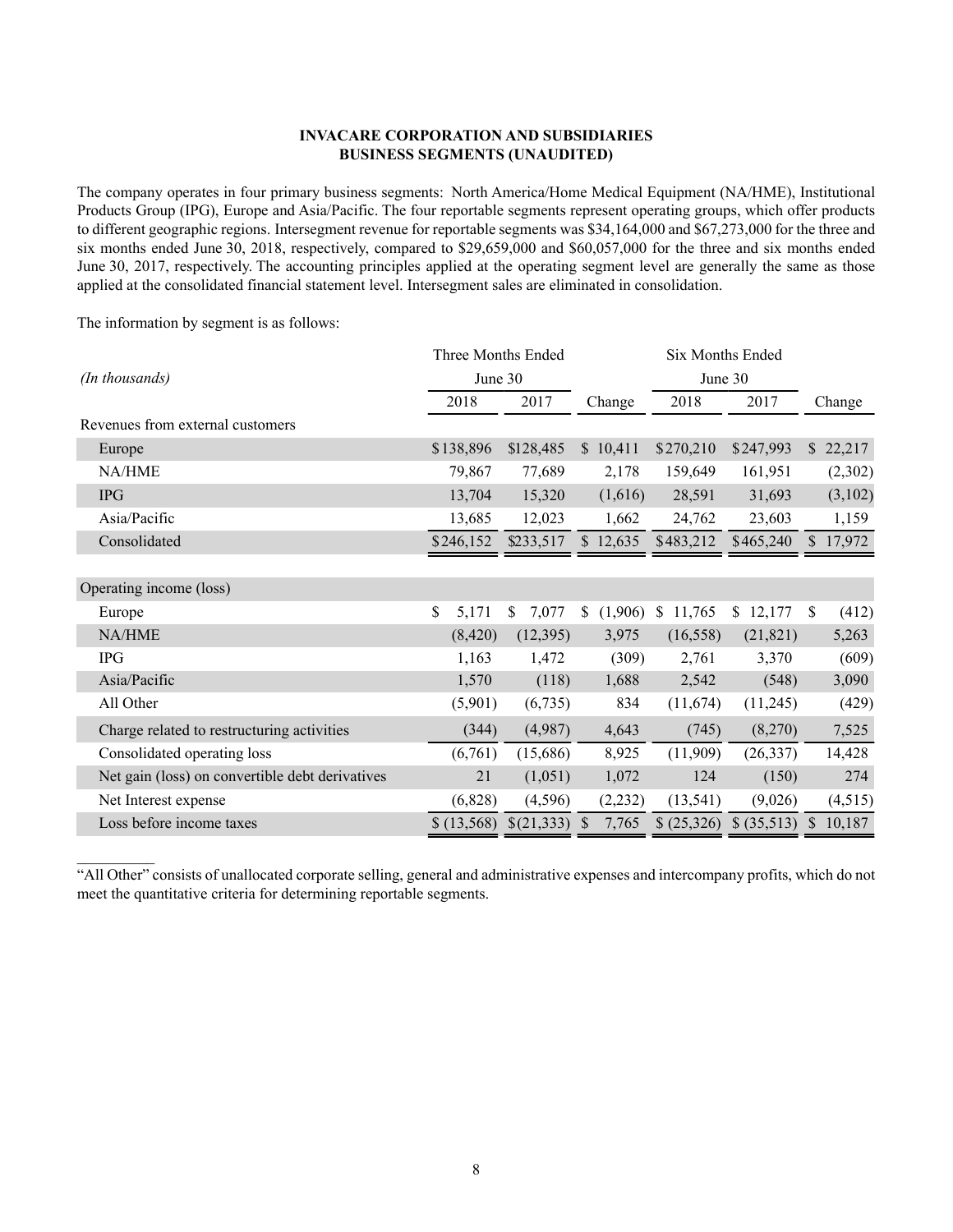**INVACARE CORPORATION AND SUBSIDIARIES**
**BUSINESS SEGMENTS (UNAUDITED)**

The company operates in four primary business segments: North America/Home Medical Equipment (NA/HME), Institutional Products Group (IPG), Europe and Asia/Pacific. The four reportable segments represent operating groups, which offer products to different geographic regions. Intersegment revenue for reportable segments was $34,164,000 and $67,273,000 for the three and six months ended June 30, 2018, respectively, compared to $29,659,000 and $60,057,000 for the three and six months ended June 30, 2017, respectively. The accounting principles applied at the operating segment level are generally the same as those applied at the consolidated financial statement level. Intersegment sales are eliminated in consolidation.

The information by segment is as follows:

| *(In thousands)* | Three Months Ended June 30 | | | Six Months Ended June 30 | | |
|---|---|---|---|---|---|---|
| | 2018 | 2017 | Change | 2018 | 2017 | Change |
| Revenues from external customers | | | | | | |
| Europe | $138,896 | $128,485 | $ 10,411 | $270,210 | $247,993 | $ 22,217 |
| NA/HME | 79,867 | 77,689 | 2,178 | 159,649 | 161,951 | (2,302) |
| IPG | 13,704 | 15,320 | (1,616) | 28,591 | 31,693 | (3,102) |
| Asia/Pacific | 13,685 | 12,023 | 1,662 | 24,762 | 23,603 | 1,159 |
| Consolidated | $246,152 | $233,517 | $ 12,635 | $483,212 | $465,240 | $ 17,972 |
| Operating income (loss) | | | | | | |
| Europe | $ 5,171 | $ 7,077 | $ (1,906) | $ 11,765 | $ 12,177 | $ (412) |
| NA/HME | (8,420) | (12,395) | 3,975 | (16,558) | (21,821) | 5,263 |
| IPG | 1,163 | 1,472 | (309) | 2,761 | 3,370 | (609) |
| Asia/Pacific | 1,570 | (118) | 1,688 | 2,542 | (548) | 3,090 |
| All Other | (5,901) | (6,735) | 834 | (11,674) | (11,245) | (429) |
| Charge related to restructuring activities | (344) | (4,987) | 4,643 | (745) | (8,270) | 7,525 |
| Consolidated operating loss | (6,761) | (15,686) | 8,925 | (11,909) | (26,337) | 14,428 |
| Net gain (loss) on convertible debt derivatives | 21 | (1,051) | 1,072 | 124 | (150) | 274 |
| Net Interest expense | (6,828) | (4,596) | (2,232) | (13,541) | (9,026) | (4,515) |
| Loss before income taxes | $ (13,568) | $(21,333) | $ 7,765 | $ (25,326) | $ (35,513) | $ 10,187 |

"All Other" consists of unallocated corporate selling, general and administrative expenses and intercompany profits, which do not meet the quantitative criteria for determining reportable segments.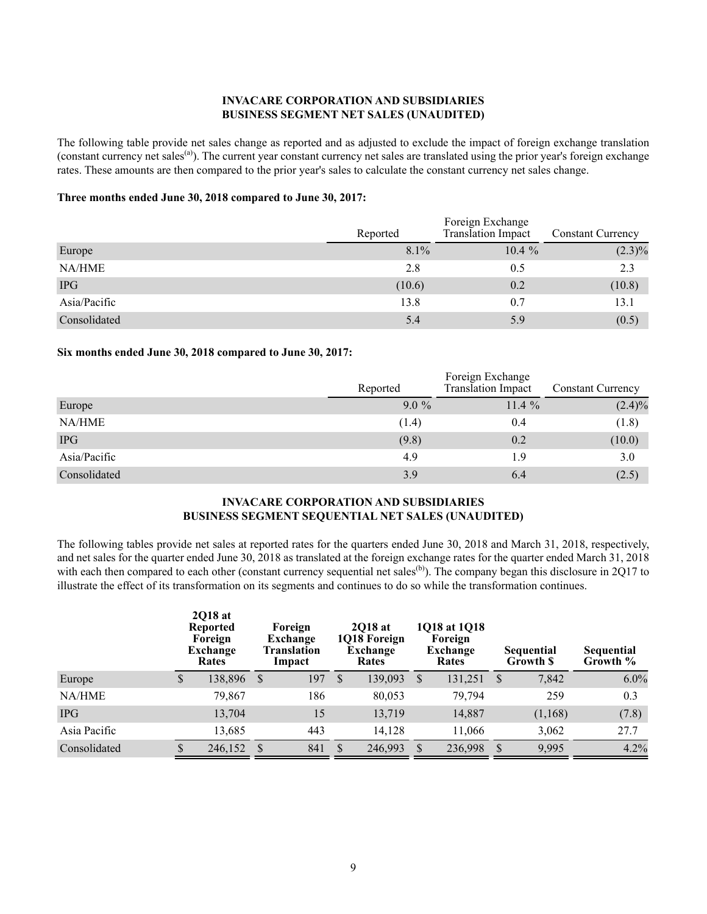## INVACARE CORPORATION AND SUBSIDIARIES
## BUSINESS SEGMENT NET SALES (UNAUDITED)

The following table provide net sales change as reported and as adjusted to exclude the impact of foreign exchange translation (constant currency net sales[(a)]). The current year constant currency net sales are translated using the prior year's foreign exchange rates. These amounts are then compared to the prior year's sales to calculate the constant currency net sales change.

**Three months ended June 30, 2018 compared to June 30, 2017:**

| | Reported | Foreign Exchange Translation Impact | Constant Currency |
|---|---|---|---|
| Europe | 8.1% | 10.4 % | (2.3)% |
| NA/HME | 2.8 | 0.5 | 2.3 |
| IPG | (10.6) | 0.2 | (10.8) |
| Asia/Pacific | 13.8 | 0.7 | 13.1 |
| Consolidated | 5.4 | 5.9 | (0.5) |

**Six months ended June 30, 2018 compared to June 30, 2017:**

| | Reported | Foreign Exchange Translation Impact | Constant Currency |
|---|---|---|---|
| Europe | 9.0 % | 11.4 % | (2.4)% |
| NA/HME | (1.4) | 0.4 | (1.8) |
| IPG | (9.8) | 0.2 | (10.0) |
| Asia/Pacific | 4.9 | 1.9 | 3.0 |
| Consolidated | 3.9 | 6.4 | (2.5) |

## INVACARE CORPORATION AND SUBSIDIARIES
## BUSINESS SEGMENT SEQUENTIAL NET SALES (UNAUDITED)

The following tables provide net sales at reported rates for the quarters ended June 30, 2018 and March 31, 2018, respectively, and net sales for the quarter ended June 30, 2018 as translated at the foreign exchange rates for the quarter ended March 31, 2018 with each then compared to each other (constant currency sequential net sales[(b)]). The company began this disclosure in 2Q17 to illustrate the effect of its transformation on its segments and continues to do so while the transformation continues.

| | 2Q18 at Reported Foreign Exchange Rates | Foreign Exchange Translation Impact | 2Q18 at 1Q18 Foreign Exchange Rates | 1Q18 at 1Q18 Foreign Exchange Rates | Sequential Growth $ | Sequential Growth % |
|---|---|---|---|---|---|---|
| Europe | $ 138,896 | $ 197 | $ 139,093 | $ 131,251 | $ 7,842 | 6.0% |
| NA/HME | 79,867 | 186 | 80,053 | 79,794 | 259 | 0.3 |
| IPG | 13,704 | 15 | 13,719 | 14,887 | (1,168) | (7.8) |
| Asia Pacific | 13,685 | 443 | 14,128 | 11,066 | 3,062 | 27.7 |
| Consolidated | $ 246,152 | $ 841 | $ 246,993 | $ 236,998 | $ 9,995 | 4.2% |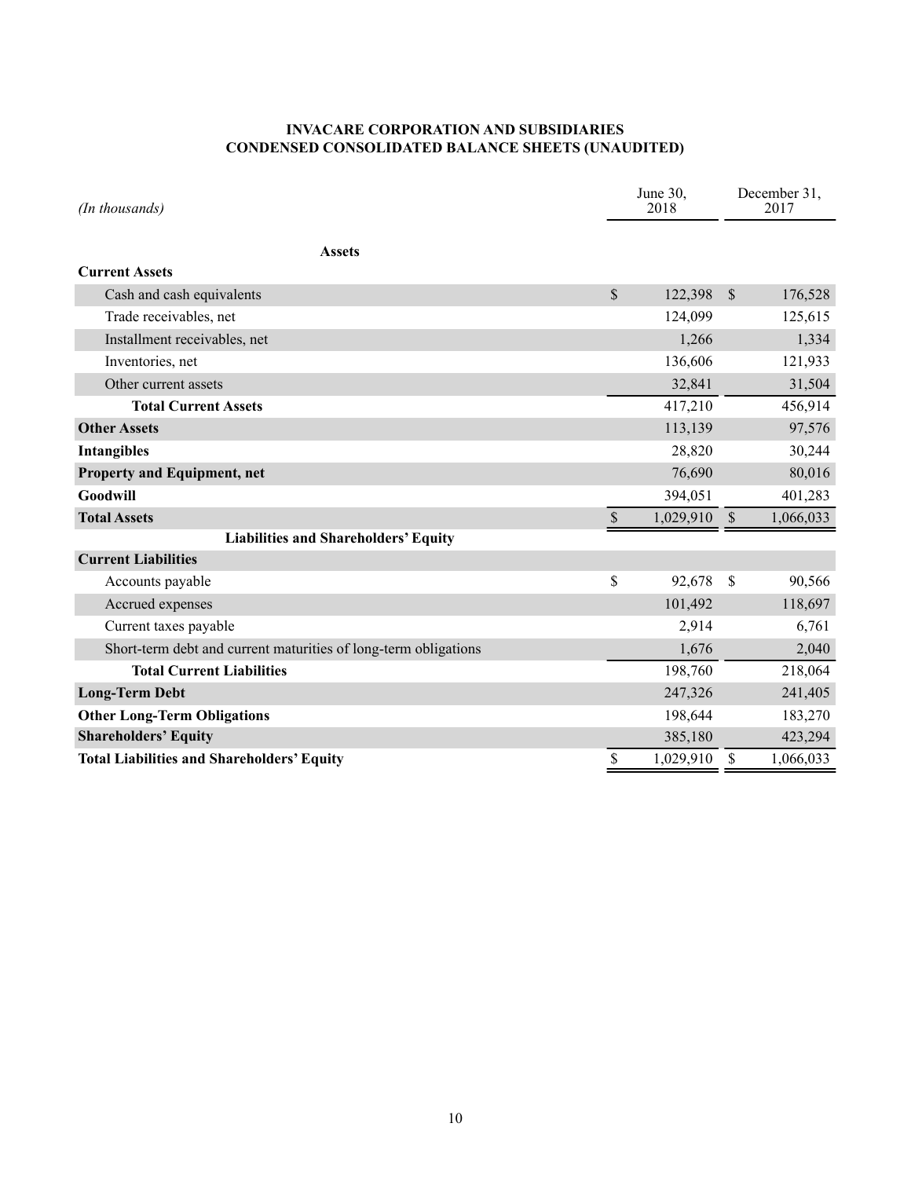**INVACARE CORPORATION AND SUBSIDIARIES**
**CONDENSED CONSOLIDATED BALANCE SHEETS (UNAUDITED)**

| *(In thousands)* | June 30, 2018 | December 31, 2017 |
|---|---|---|
| **Assets** | | |
| **Current Assets** | | |
| Cash and cash equivalents | $ 122,398 | $ 176,528 |
| Trade receivables, net | 124,099 | 125,615 |
| Installment receivables, net | 1,266 | 1,334 |
| Inventories, net | 136,606 | 121,933 |
| Other current assets | 32,841 | 31,504 |
| **Total Current Assets** | 417,210 | 456,914 |
| **Other Assets** | 113,139 | 97,576 |
| **Intangibles** | 28,820 | 30,244 |
| **Property and Equipment, net** | 76,690 | 80,016 |
| **Goodwill** | 394,051 | 401,283 |
| **Total Assets** | $ 1,029,910 | $ 1,066,033 |
| **Liabilities and Shareholders' Equity** | | |
| **Current Liabilities** | | |
| Accounts payable | $ 92,678 | $ 90,566 |
| Accrued expenses | 101,492 | 118,697 |
| Current taxes payable | 2,914 | 6,761 |
| Short-term debt and current maturities of long-term obligations | 1,676 | 2,040 |
| **Total Current Liabilities** | 198,760 | 218,064 |
| **Long-Term Debt** | 247,326 | 241,405 |
| **Other Long-Term Obligations** | 198,644 | 183,270 |
| **Shareholders' Equity** | 385,180 | 423,294 |
| **Total Liabilities and Shareholders' Equity** | $ 1,029,910 | $ 1,066,033 |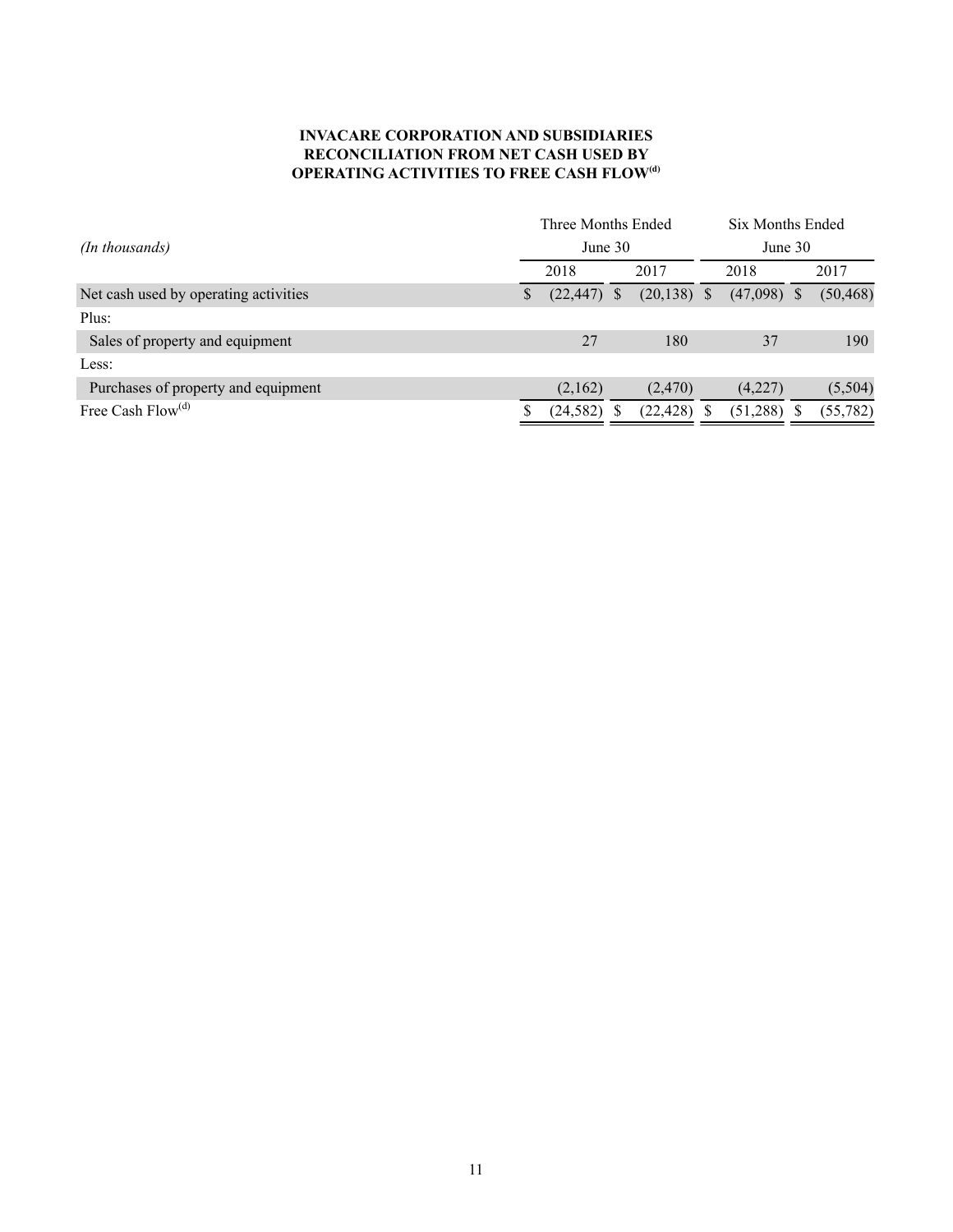**INVACARE CORPORATION AND SUBSIDIARIES**
**RECONCILIATION FROM NET CASH USED BY**
**OPERATING ACTIVITIES TO FREE CASH FLOW[(d)]**

| *(In thousands)* | Three Months Ended June 30 | | Six Months Ended June 30 | |
|---|---|---|---|---|
| | 2018 | 2017 | 2018 | 2017 |
| Net cash used by operating activities | $ (22,447) | $ (20,138) | $ (47,098) | $ (50,468) |
| Plus: | | | | |
| Sales of property and equipment | 27 | 180 | 37 | 190 |
| Less: | | | | |
| Purchases of property and equipment | (2,162) | (2,470) | (4,227) | (5,504) |
| Free Cash Flow[(d)] | $ (24,582) | $ (22,428) | $ (51,288) | $ (55,782) |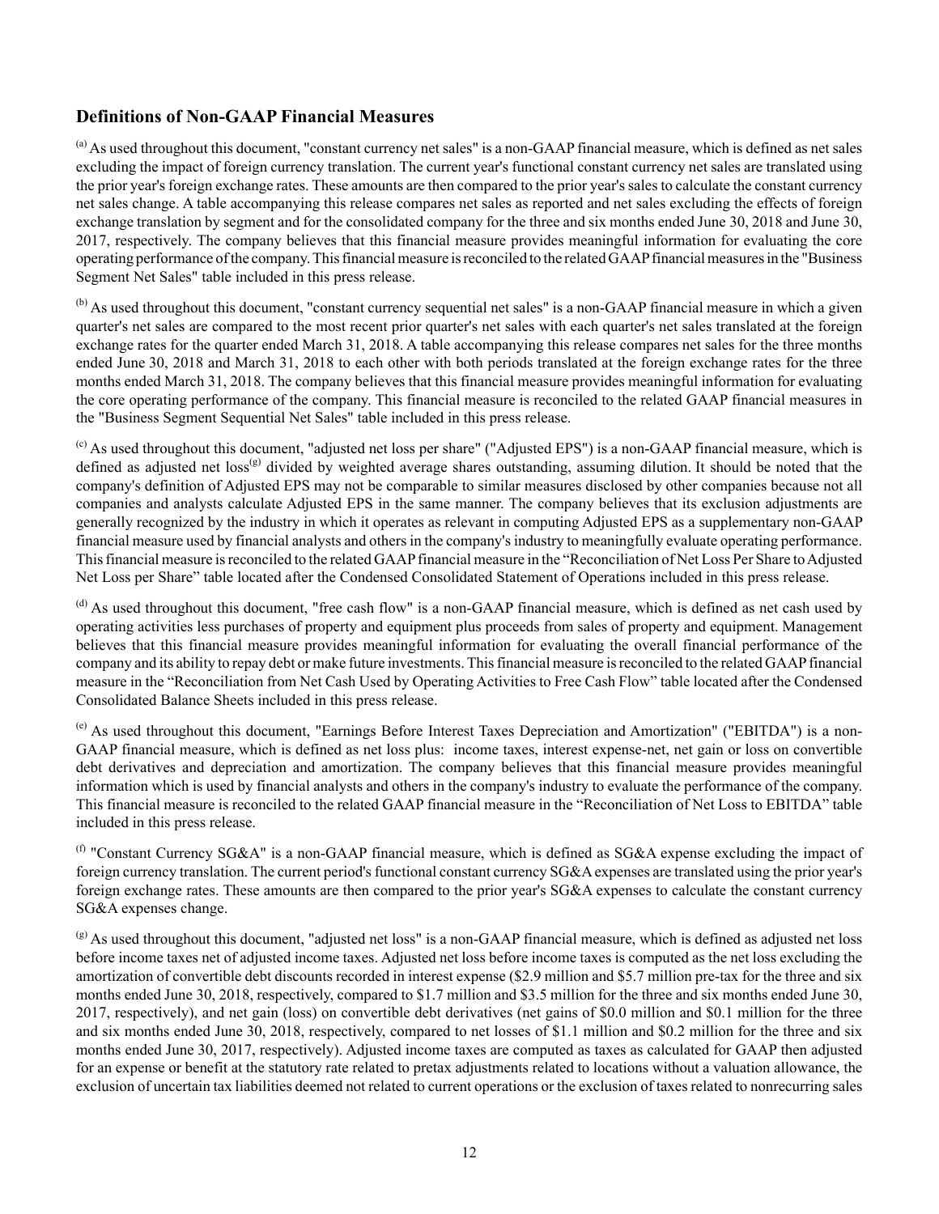## Definitions of Non-GAAP Financial Measures

[a] As used throughout this document, "constant currency net sales" is a non-GAAP financial measure, which is defined as net sales excluding the impact of foreign currency translation. The current year's functional constant currency net sales are translated using the prior year's foreign exchange rates. These amounts are then compared to the prior year's sales to calculate the constant currency net sales change. A table accompanying this release compares net sales as reported and net sales excluding the effects of foreign exchange translation by segment and for the consolidated company for the three and six months ended June 30, 2018 and June 30, 2017, respectively. The company believes that this financial measure provides meaningful information for evaluating the core operating performance of the company. This financial measure is reconciled to the related GAAP financial measures in the "Business Segment Net Sales" table included in this press release.

[b] As used throughout this document, "constant currency sequential net sales" is a non-GAAP financial measure in which a given quarter's net sales are compared to the most recent prior quarter's net sales with each quarter's net sales translated at the foreign exchange rates for the quarter ended March 31, 2018. A table accompanying this release compares net sales for the three months ended June 30, 2018 and March 31, 2018 to each other with both periods translated at the foreign exchange rates for the three months ended March 31, 2018. The company believes that this financial measure provides meaningful information for evaluating the core operating performance of the company. This financial measure is reconciled to the related GAAP financial measures in the "Business Segment Sequential Net Sales" table included in this press release.

[c] As used throughout this document, "adjusted net loss per share" ("Adjusted EPS") is a non-GAAP financial measure, which is defined as adjusted net loss[g] divided by weighted average shares outstanding, assuming dilution. It should be noted that the company's definition of Adjusted EPS may not be comparable to similar measures disclosed by other companies because not all companies and analysts calculate Adjusted EPS in the same manner. The company believes that its exclusion adjustments are generally recognized by the industry in which it operates as relevant in computing Adjusted EPS as a supplementary non-GAAP financial measure used by financial analysts and others in the company's industry to meaningfully evaluate operating performance. This financial measure is reconciled to the related GAAP financial measure in the "Reconciliation of Net Loss Per Share to Adjusted Net Loss per Share" table located after the Condensed Consolidated Statement of Operations included in this press release.

[d] As used throughout this document, "free cash flow" is a non-GAAP financial measure, which is defined as net cash used by operating activities less purchases of property and equipment plus proceeds from sales of property and equipment. Management believes that this financial measure provides meaningful information for evaluating the overall financial performance of the company and its ability to repay debt or make future investments. This financial measure is reconciled to the related GAAP financial measure in the "Reconciliation from Net Cash Used by Operating Activities to Free Cash Flow" table located after the Condensed Consolidated Balance Sheets included in this press release.

[e] As used throughout this document, "Earnings Before Interest Taxes Depreciation and Amortization" ("EBITDA") is a non-GAAP financial measure, which is defined as net loss plus: income taxes, interest expense-net, net gain or loss on convertible debt derivatives and depreciation and amortization. The company believes that this financial measure provides meaningful information which is used by financial analysts and others in the company's industry to evaluate the performance of the company. This financial measure is reconciled to the related GAAP financial measure in the "Reconciliation of Net Loss to EBITDA" table included in this press release.

[f] "Constant Currency SG&A" is a non-GAAP financial measure, which is defined as SG&A expense excluding the impact of foreign currency translation. The current period's functional constant currency SG&A expenses are translated using the prior year's foreign exchange rates. These amounts are then compared to the prior year's SG&A expenses to calculate the constant currency SG&A expenses change.

[g] As used throughout this document, "adjusted net loss" is a non-GAAP financial measure, which is defined as adjusted net loss before income taxes net of adjusted income taxes. Adjusted net loss before income taxes is computed as the net loss excluding the amortization of convertible debt discounts recorded in interest expense ($2.9 million and $5.7 million pre-tax for the three and six months ended June 30, 2018, respectively, compared to $1.7 million and $3.5 million for the three and six months ended June 30, 2017, respectively), and net gain (loss) on convertible debt derivatives (net gains of $0.0 million and $0.1 million for the three and six months ended June 30, 2018, respectively, compared to net losses of $1.1 million and $0.2 million for the three and six months ended June 30, 2017, respectively). Adjusted income taxes are computed as taxes as calculated for GAAP then adjusted for an expense or benefit at the statutory rate related to pretax adjustments related to locations without a valuation allowance, the exclusion of uncertain tax liabilities deemed not related to current operations or the exclusion of taxes related to nonrecurring sales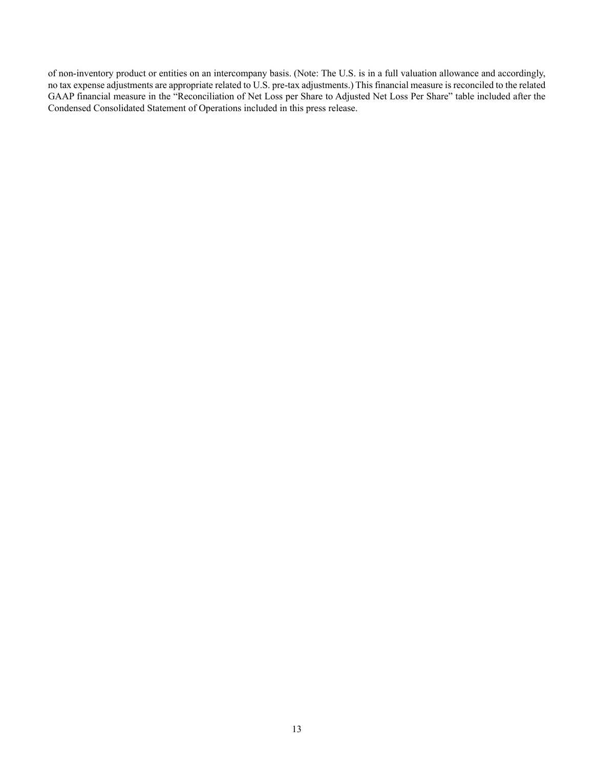of non-inventory product or entities on an intercompany basis. (Note: The U.S. is in a full valuation allowance and accordingly, no tax expense adjustments are appropriate related to U.S. pre-tax adjustments.) This financial measure is reconciled to the related GAAP financial measure in the "Reconciliation of Net Loss per Share to Adjusted Net Loss Per Share" table included after the Condensed Consolidated Statement of Operations included in this press release.